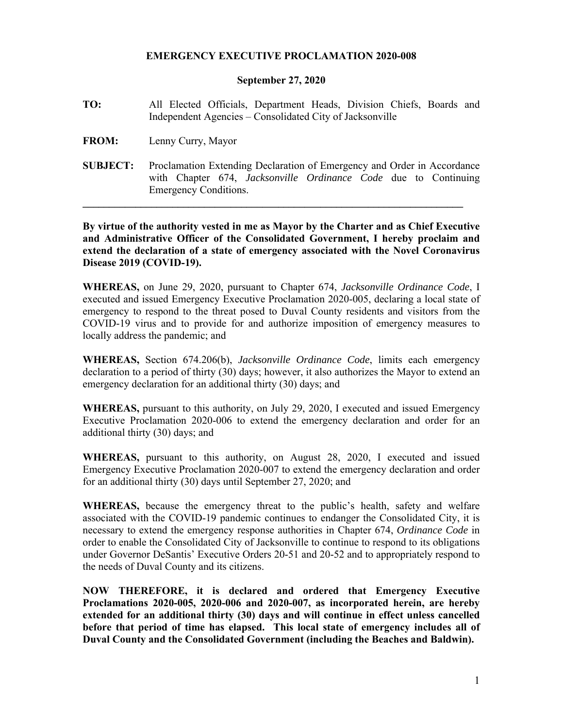# EMERGENCY EXECUTIVE PROCLAMATION 2020-008

**September 27, 2020**

**TO:** All Elected Officials, Department Heads, Division Chiefs, Boards and Independent Agencies – Consolidated City of Jacksonville

**FROM:** Lenny Curry, Mayor

**SUBJECT:** Proclamation Extending Declaration of Emergency and Order in Accordance with Chapter 674, *Jacksonville Ordinance Code* due to Continuing Emergency Conditions.

---

**By virtue of the authority vested in me as Mayor by the Charter and as Chief Executive and Administrative Officer of the Consolidated Government, I hereby proclaim and extend the declaration of a state of emergency associated with the Novel Coronavirus Disease 2019 (COVID-19).**

**WHEREAS,** on June 29, 2020, pursuant to Chapter 674, *Jacksonville Ordinance Code*, I executed and issued Emergency Executive Proclamation 2020-005, declaring a local state of emergency to respond to the threat posed to Duval County residents and visitors from the COVID-19 virus and to provide for and authorize imposition of emergency measures to locally address the pandemic; and

**WHEREAS,** Section 674.206(b), *Jacksonville Ordinance Code*, limits each emergency declaration to a period of thirty (30) days; however, it also authorizes the Mayor to extend an emergency declaration for an additional thirty (30) days; and

**WHEREAS,** pursuant to this authority, on July 29, 2020, I executed and issued Emergency Executive Proclamation 2020-006 to extend the emergency declaration and order for an additional thirty (30) days; and

**WHEREAS,** pursuant to this authority, on August 28, 2020, I executed and issued Emergency Executive Proclamation 2020-007 to extend the emergency declaration and order for an additional thirty (30) days until September 27, 2020; and

**WHEREAS,** because the emergency threat to the public's health, safety and welfare associated with the COVID-19 pandemic continues to endanger the Consolidated City, it is necessary to extend the emergency response authorities in Chapter 674, *Ordinance Code* in order to enable the Consolidated City of Jacksonville to continue to respond to its obligations under Governor DeSantis' Executive Orders 20-51 and 20-52 and to appropriately respond to the needs of Duval County and its citizens.

**NOW THEREFORE, it is declared and ordered that Emergency Executive Proclamations 2020-005, 2020-006 and 2020-007, as incorporated herein, are hereby extended for an additional thirty (30) days and will continue in effect unless cancelled before that period of time has elapsed. This local state of emergency includes all of Duval County and the Consolidated Government (including the Beaches and Baldwin).**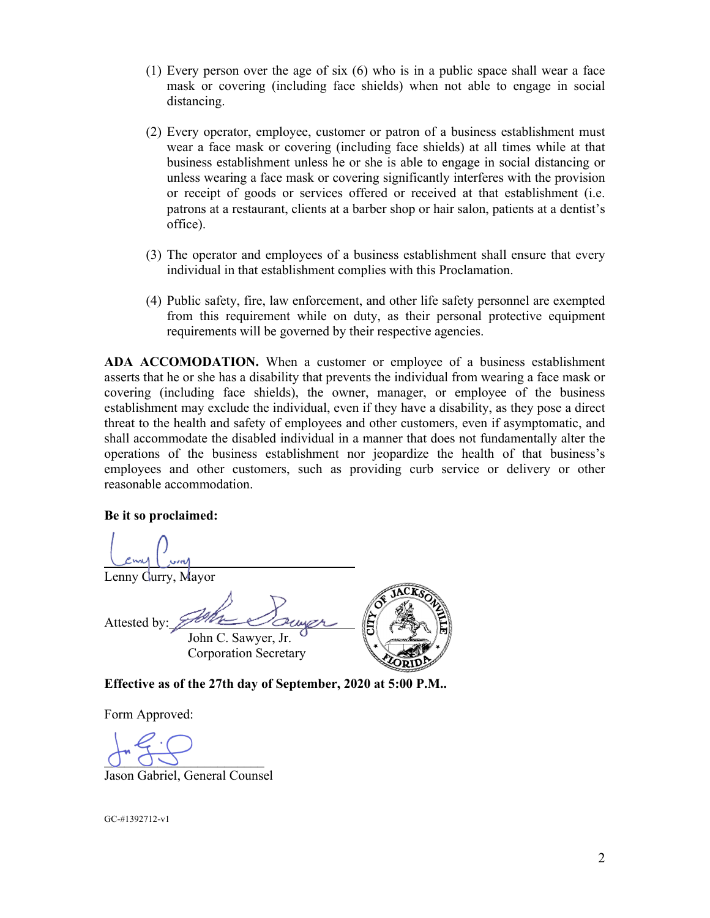(1) Every person over the age of six (6) who is in a public space shall wear a face mask or covering (including face shields) when not able to engage in social distancing.

(2) Every operator, employee, customer or patron of a business establishment must wear a face mask or covering (including face shields) at all times while at that business establishment unless he or she is able to engage in social distancing or unless wearing a face mask or covering significantly interferes with the provision or receipt of goods or services offered or received at that establishment (i.e. patrons at a restaurant, clients at a barber shop or hair salon, patients at a dentist's office).

(3) The operator and employees of a business establishment shall ensure that every individual in that establishment complies with this Proclamation.

(4) Public safety, fire, law enforcement, and other life safety personnel are exempted from this requirement while on duty, as their personal protective equipment requirements will be governed by their respective agencies.

**ADA ACCOMODATION.** When a customer or employee of a business establishment asserts that he or she has a disability that prevents the individual from wearing a face mask or covering (including face shields), the owner, manager, or employee of the business establishment may exclude the individual, even if they have a disability, as they pose a direct threat to the health and safety of employees and other customers, even if asymptomatic, and shall accommodate the disabled individual in a manner that does not fundamentally alter the operations of the business establishment nor jeopardize the health of that business's employees and other customers, such as providing curb service or delivery or other reasonable accommodation.

**Be it so proclaimed:**

Lenny Curry, Mayor

Attested by:
John C. Sawyer, Jr.
Corporation Secretary

CITY OF JACKSONVILLE FLORIDA

**Effective as of the 27th day of September, 2020 at 5:00 P.M..**

Form Approved:

Jason Gabriel, General Counsel

GC-#1392712-v1